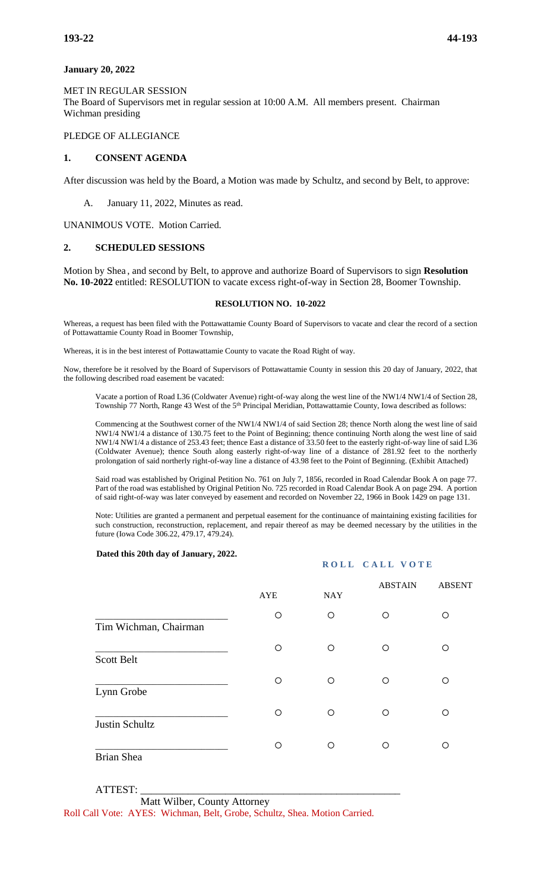**January 20, 2022**

MET IN REGULAR SESSION
The Board of Supervisors met in regular session at 10:00 A.M. All members present. Chairman Wichman presiding

PLEDGE OF ALLEGIANCE

## 1. CONSENT AGENDA

After discussion was held by the Board, a Motion was made by Schultz, and second by Belt, to approve:

A. January 11, 2022, Minutes as read.

UNANIMOUS VOTE. Motion Carried.

## 2. SCHEDULED SESSIONS

Motion by Shea, and second by Belt, to approve and authorize Board of Supervisors to sign **Resolution No. 10-2022** entitled: RESOLUTION to vacate excess right-of-way in Section 28, Boomer Township.

**RESOLUTION NO. 10-2022**

Whereas, a request has been filed with the Pottawattamie County Board of Supervisors to vacate and clear the record of a section of Pottawattamie County Road in Boomer Township,

Whereas, it is in the best interest of Pottawattamie County to vacate the Road Right of way.

Now, therefore be it resolved by the Board of Supervisors of Pottawattamie County in session this 20 day of January, 2022, that the following described road easement be vacated:

Vacate a portion of Road L36 (Coldwater Avenue) right-of-way along the west line of the NW1/4 NW1/4 of Section 28, Township 77 North, Range 43 West of the 5th Principal Meridian, Pottawattamie County, Iowa described as follows:

Commencing at the Southwest corner of the NW1/4 NW1/4 of said Section 28; thence North along the west line of said NW1/4 NW1/4 a distance of 130.75 feet to the Point of Beginning; thence continuing North along the west line of said NW1/4 NW1/4 a distance of 253.43 feet; thence East a distance of 33.50 feet to the easterly right-of-way line of said L36 (Coldwater Avenue); thence South along easterly right-of-way line of a distance of 281.92 feet to the northerly prolongation of said northerly right-of-way line a distance of 43.98 feet to the Point of Beginning. (Exhibit Attached)

Said road was established by Original Petition No. 761 on July 7, 1856, recorded in Road Calendar Book A on page 77. Part of the road was established by Original Petition No. 725 recorded in Road Calendar Book A on page 294. A portion of said right-of-way was later conveyed by easement and recorded on November 22, 1966 in Book 1429 on page 131.

Note: Utilities are granted a permanent and perpetual easement for the continuance of maintaining existing facilities for such construction, reconstruction, replacement, and repair thereof as may be deemed necessary by the utilities in the future (Iowa Code 306.22, 479.17, 479.24).

**Dated this 20th day of January, 2022.**

**ROLL CALL VOTE**

| | AYE | NAY | ABSTAIN | ABSENT |
|---|---|---|---|---|
| ______________________ Tim Wichman, Chairman | ○ | ○ | ○ | ○ |
| ______________________ Scott Belt | ○ | ○ | ○ | ○ |
| ______________________ Lynn Grobe | ○ | ○ | ○ | ○ |
| ______________________ Justin Schultz | ○ | ○ | ○ | ○ |
| ______________________ Brian Shea | ○ | ○ | ○ | ○ |

ATTEST: ______________________________________________
Matt Wilber, County Attorney

Roll Call Vote: AYES: Wichman, Belt, Grobe, Schultz, Shea. Motion Carried.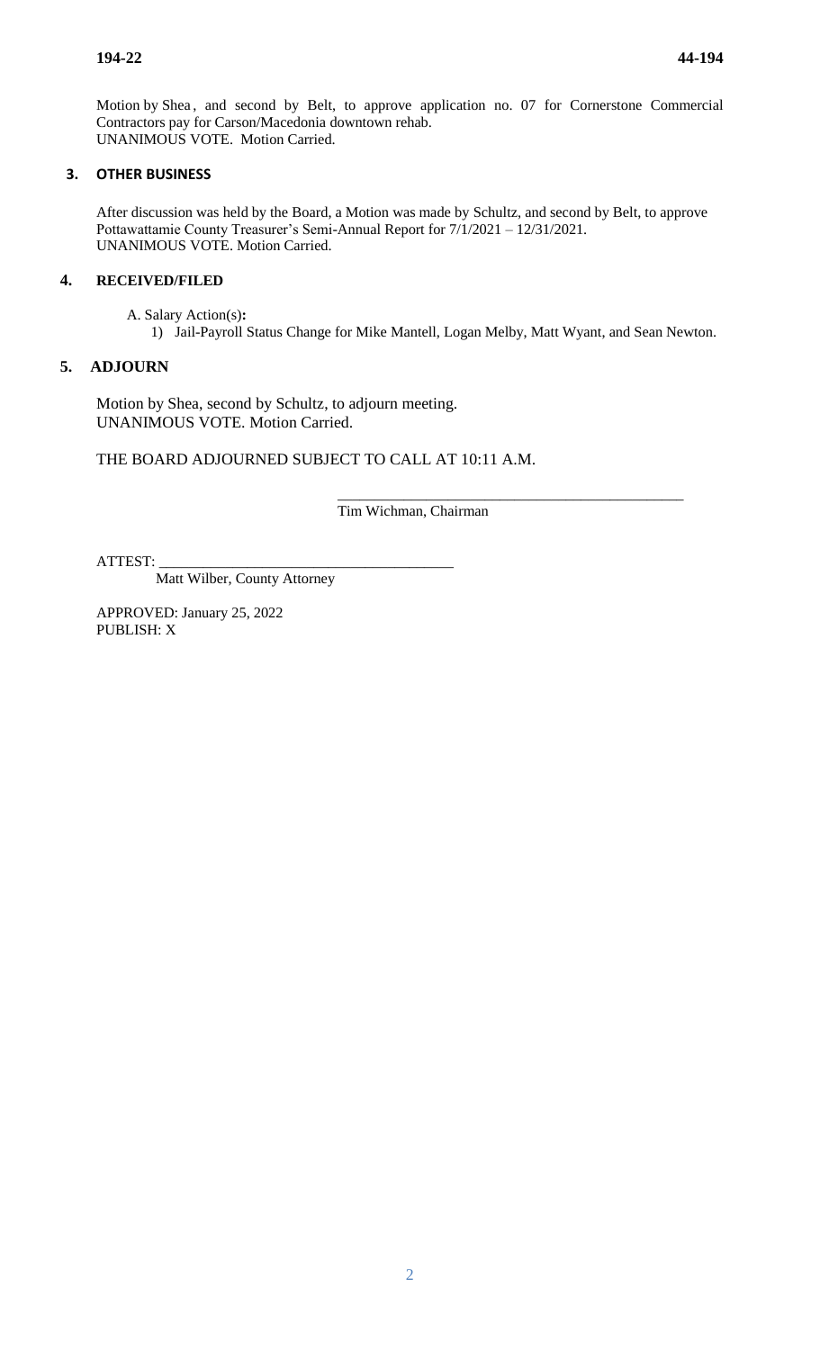Motion by Shea, and second by Belt, to approve application no. 07 for Cornerstone Commercial Contractors pay for Carson/Macedonia downtown rehab.
UNANIMOUS VOTE. Motion Carried.

## 3. OTHER BUSINESS

After discussion was held by the Board, a Motion was made by Schultz, and second by Belt, to approve Pottawattamie County Treasurer's Semi-Annual Report for 7/1/2021 – 12/31/2021.
UNANIMOUS VOTE. Motion Carried.

## 4. RECEIVED/FILED

A. Salary Action(s)**:**

1) Jail-Payroll Status Change for Mike Mantell, Logan Melby, Matt Wyant, and Sean Newton.

## 5. ADJOURN

Motion by Shea, second by Schultz, to adjourn meeting.
UNANIMOUS VOTE. Motion Carried.

THE BOARD ADJOURNED SUBJECT TO CALL AT 10:11 A.M.

_______________________________________________
Tim Wichman, Chairman

ATTEST: ________________________________________
Matt Wilber, County Attorney

APPROVED: January 25, 2022
PUBLISH: X